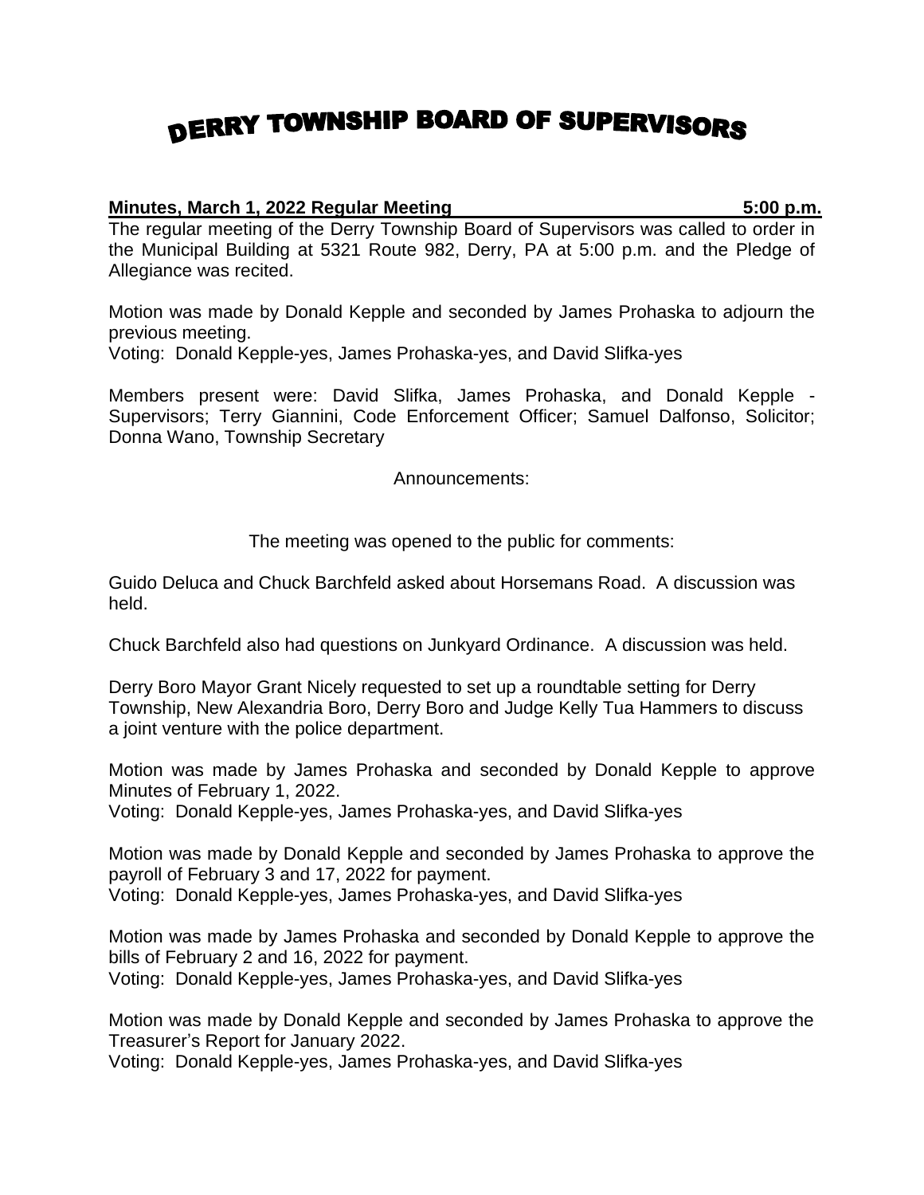# DERRY TOWNSHIP BOARD OF SUPERVISORS

**Minutes, March 1, 2022 Regular Meeting 5:00 p.m.**

The regular meeting of the Derry Township Board of Supervisors was called to order in the Municipal Building at 5321 Route 982, Derry, PA at 5:00 p.m. and the Pledge of Allegiance was recited.

Motion was made by Donald Kepple and seconded by James Prohaska to adjourn the previous meeting.
Voting: Donald Kepple-yes, James Prohaska-yes, and David Slifka-yes

Members present were: David Slifka, James Prohaska, and Donald Kepple - Supervisors; Terry Giannini, Code Enforcement Officer; Samuel Dalfonso, Solicitor; Donna Wano, Township Secretary

Announcements:

The meeting was opened to the public for comments:

Guido Deluca and Chuck Barchfeld asked about Horsemans Road. A discussion was held.

Chuck Barchfeld also had questions on Junkyard Ordinance. A discussion was held.

Derry Boro Mayor Grant Nicely requested to set up a roundtable setting for Derry Township, New Alexandria Boro, Derry Boro and Judge Kelly Tua Hammers to discuss a joint venture with the police department.

Motion was made by James Prohaska and seconded by Donald Kepple to approve Minutes of February 1, 2022.
Voting: Donald Kepple-yes, James Prohaska-yes, and David Slifka-yes

Motion was made by Donald Kepple and seconded by James Prohaska to approve the payroll of February 3 and 17, 2022 for payment.
Voting: Donald Kepple-yes, James Prohaska-yes, and David Slifka-yes

Motion was made by James Prohaska and seconded by Donald Kepple to approve the bills of February 2 and 16, 2022 for payment.
Voting: Donald Kepple-yes, James Prohaska-yes, and David Slifka-yes

Motion was made by Donald Kepple and seconded by James Prohaska to approve the Treasurer's Report for January 2022.
Voting: Donald Kepple-yes, James Prohaska-yes, and David Slifka-yes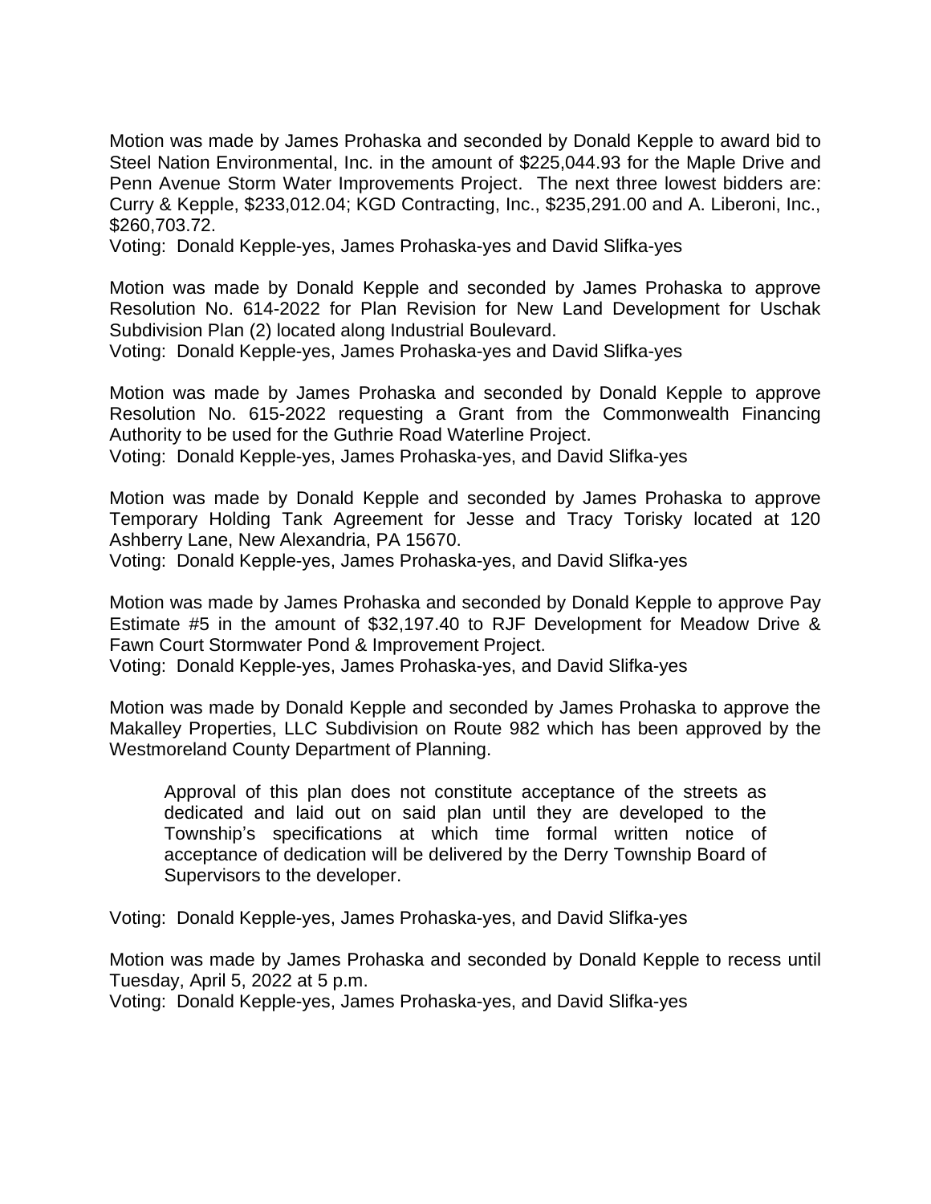Motion was made by James Prohaska and seconded by Donald Kepple to award bid to Steel Nation Environmental, Inc. in the amount of $225,044.93 for the Maple Drive and Penn Avenue Storm Water Improvements Project. The next three lowest bidders are: Curry & Kepple, $233,012.04; KGD Contracting, Inc., $235,291.00 and A. Liberoni, Inc., $260,703.72.
Voting: Donald Kepple-yes, James Prohaska-yes and David Slifka-yes

Motion was made by Donald Kepple and seconded by James Prohaska to approve Resolution No. 614-2022 for Plan Revision for New Land Development for Uschak Subdivision Plan (2) located along Industrial Boulevard.
Voting: Donald Kepple-yes, James Prohaska-yes and David Slifka-yes

Motion was made by James Prohaska and seconded by Donald Kepple to approve Resolution No. 615-2022 requesting a Grant from the Commonwealth Financing Authority to be used for the Guthrie Road Waterline Project.
Voting: Donald Kepple-yes, James Prohaska-yes, and David Slifka-yes

Motion was made by Donald Kepple and seconded by James Prohaska to approve Temporary Holding Tank Agreement for Jesse and Tracy Torisky located at 120 Ashberry Lane, New Alexandria, PA 15670.
Voting: Donald Kepple-yes, James Prohaska-yes, and David Slifka-yes

Motion was made by James Prohaska and seconded by Donald Kepple to approve Pay Estimate #5 in the amount of $32,197.40 to RJF Development for Meadow Drive & Fawn Court Stormwater Pond & Improvement Project.
Voting: Donald Kepple-yes, James Prohaska-yes, and David Slifka-yes

Motion was made by Donald Kepple and seconded by James Prohaska to approve the Makalley Properties, LLC Subdivision on Route 982 which has been approved by the Westmoreland County Department of Planning.

> Approval of this plan does not constitute acceptance of the streets as dedicated and laid out on said plan until they are developed to the Township's specifications at which time formal written notice of acceptance of dedication will be delivered by the Derry Township Board of Supervisors to the developer.

Voting: Donald Kepple-yes, James Prohaska-yes, and David Slifka-yes

Motion was made by James Prohaska and seconded by Donald Kepple to recess until Tuesday, April 5, 2022 at 5 p.m.
Voting: Donald Kepple-yes, James Prohaska-yes, and David Slifka-yes